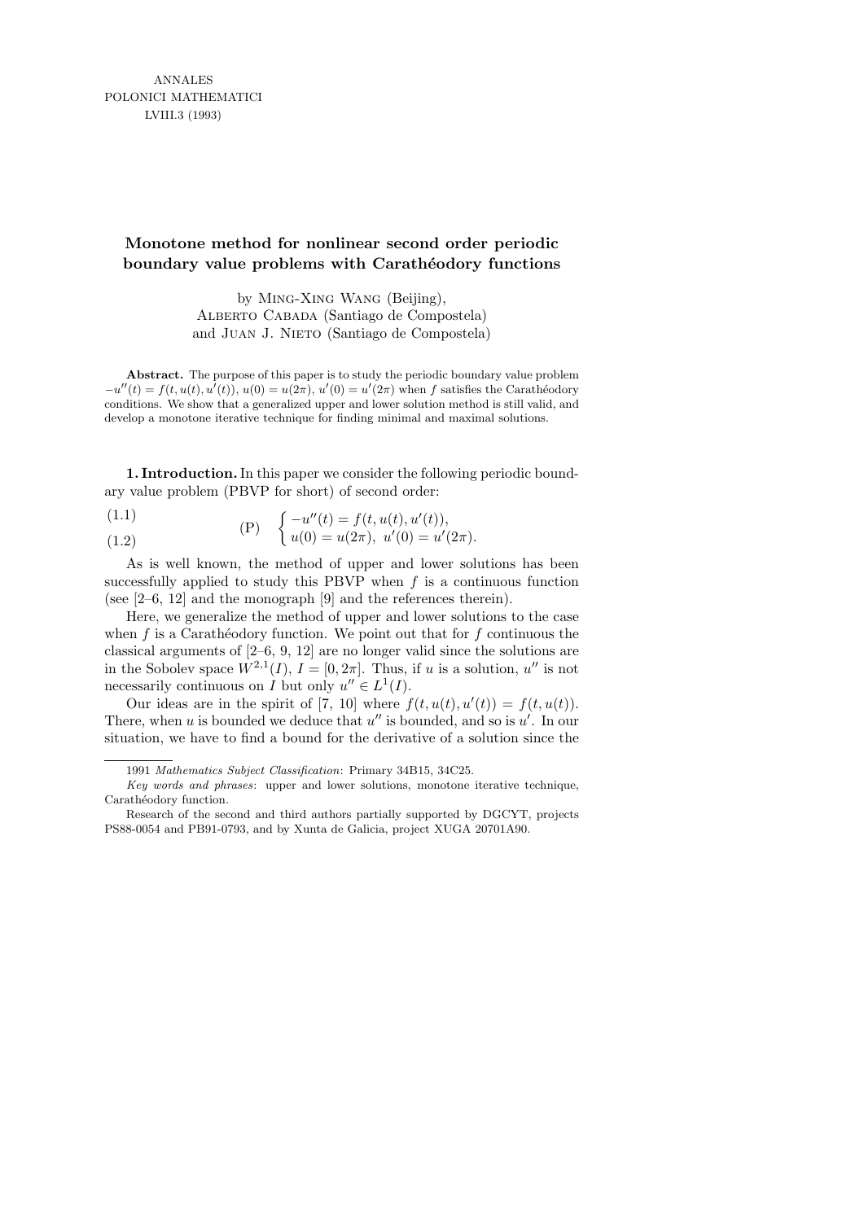ANNALES
POLONICI MATHEMATICI
LVIII.3 (1993)

# Monotone method for nonlinear second order periodic boundary value problems with Carathéodory functions

by Ming-Xing Wang (Beijing),
Alberto Cabada (Santiago de Compostela)
and Juan J. Nieto (Santiago de Compostela)

**Abstract.** The purpose of this paper is to study the periodic boundary value problem $-u''(t) = f(t, u(t), u'(t))$, $u(0) = u(2\pi)$, $u'(0) = u'(2\pi)$ when $f$ satisfies the Carathéodory conditions. We show that a generalized upper and lower solution method is still valid, and develop a monotone iterative technique for finding minimal and maximal solutions.

**1. Introduction.** In this paper we consider the following periodic boundary value problem (PBVP for short) of second order:

$$\text{(P)} \quad \begin{cases} -u''(t) = f(t, u(t), u'(t)), & (1.1) \\ u(0) = u(2\pi),\ u'(0) = u'(2\pi). & (1.2) \end{cases}$$

As is well known, the method of upper and lower solutions has been successfully applied to study this PBVP when $f$ is a continuous function (see [2–6, 12] and the monograph [9] and the references therein).

Here, we generalize the method of upper and lower solutions to the case when $f$ is a Carathéodory function. We point out that for $f$ continuous the classical arguments of [2–6, 9, 12] are no longer valid since the solutions are in the Sobolev space $W^{2,1}(I)$, $I = [0, 2\pi]$. Thus, if $u$ is a solution, $u''$ is not necessarily continuous on $I$ but only $u'' \in L^1(I)$.

Our ideas are in the spirit of [7, 10] where $f(t, u(t), u'(t)) = f(t, u(t))$. There, when $u$ is bounded we deduce that $u''$ is bounded, and so is $u'$. In our situation, we have to find a bound for the derivative of a solution since the

---

1991 *Mathematics Subject Classification*: Primary 34B15, 34C25.

*Key words and phrases*: upper and lower solutions, monotone iterative technique, Carathéodory function.

Research of the second and third authors partially supported by DGCYT, projects PS88-0054 and PB91-0793, and by Xunta de Galicia, project XUGA 20701A90.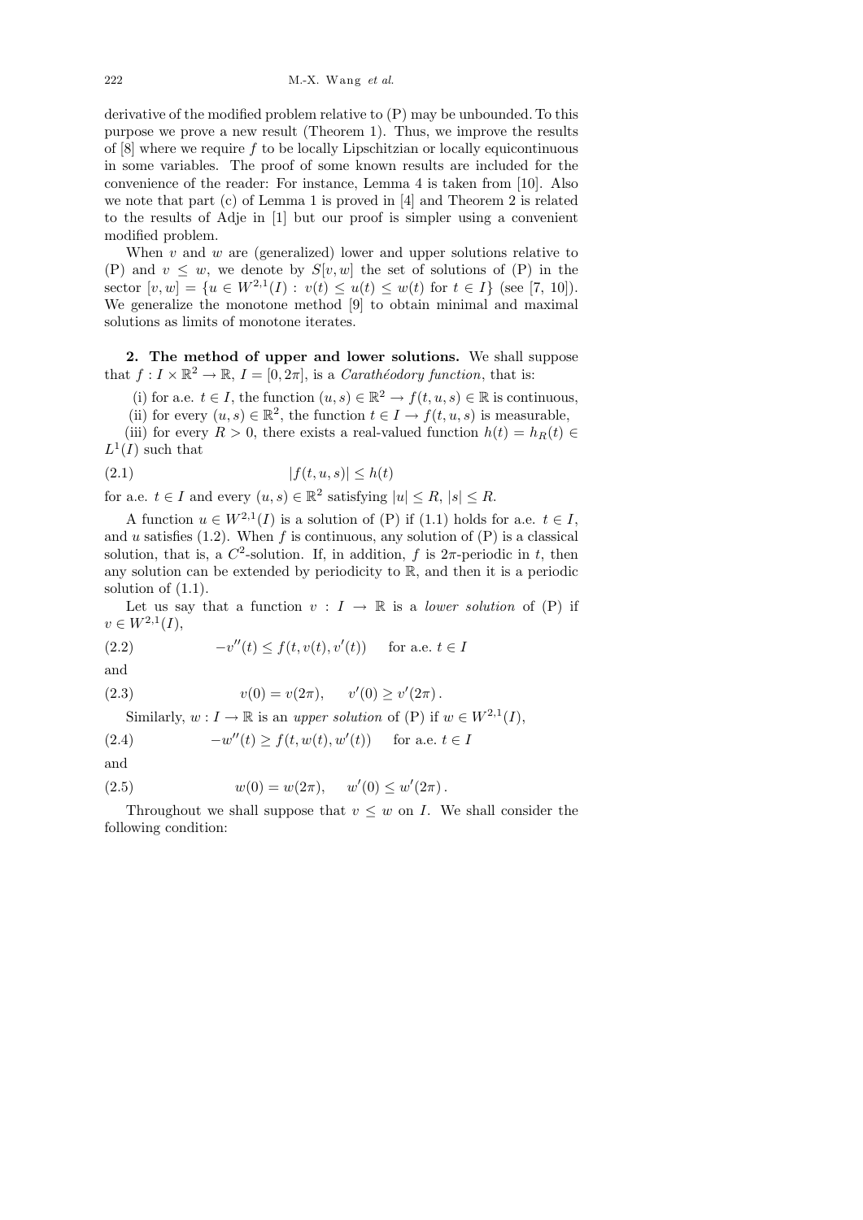derivative of the modified problem relative to (P) may be unbounded. To this purpose we prove a new result (Theorem 1). Thus, we improve the results of [8] where we require $f$ to be locally Lipschitzian or locally equicontinuous in some variables. The proof of some known results are included for the convenience of the reader: For instance, Lemma 4 is taken from [10]. Also we note that part (c) of Lemma 1 is proved in [4] and Theorem 2 is related to the results of Adje in [1] but our proof is simpler using a convenient modified problem.

When $v$ and $w$ are (generalized) lower and upper solutions relative to (P) and $v \leq w$, we denote by $S[v,w]$ the set of solutions of (P) in the sector $[v,w] = \{u \in W^{2,1}(I) : v(t) \leq u(t) \leq w(t) \text{ for } t \in I\}$ (see [7, 10]). We generalize the monotone method [9] to obtain minimal and maximal solutions as limits of monotone iterates.

**2. The method of upper and lower solutions.** We shall suppose that $f : I \times \mathbb{R}^2 \to \mathbb{R}$, $I = [0, 2\pi]$, is a *Carathéodory function*, that is:

(i) for a.e. $t \in I$, the function $(u,s) \in \mathbb{R}^2 \to f(t,u,s) \in \mathbb{R}$ is continuous,

(ii) for every $(u,s) \in \mathbb{R}^2$, the function $t \in I \to f(t,u,s)$ is measurable,

(iii) for every $R > 0$, there exists a real-valued function $h(t) = h_R(t) \in L^1(I)$ such that

$$|f(t,u,s)| \leq h(t) \tag{2.1}$$

for a.e. $t \in I$ and every $(u,s) \in \mathbb{R}^2$ satisfying $|u| \leq R$, $|s| \leq R$.

A function $u \in W^{2,1}(I)$ is a solution of (P) if (1.1) holds for a.e. $t \in I$, and $u$ satisfies (1.2). When $f$ is continuous, any solution of (P) is a classical solution, that is, a $C^2$-solution. If, in addition, $f$ is $2\pi$-periodic in $t$, then any solution can be extended by periodicity to $\mathbb{R}$, and then it is a periodic solution of (1.1).

Let us say that a function $v : I \to \mathbb{R}$ is a *lower solution* of (P) if $v \in W^{2,1}(I)$,

$$-v''(t) \leq f(t, v(t), v'(t)) \quad \text{for a.e. } t \in I \tag{2.2}$$

and

$$v(0) = v(2\pi), \quad v'(0) \geq v'(2\pi)\,. \tag{2.3}$$

Similarly, $w : I \to \mathbb{R}$ is an *upper solution* of (P) if $w \in W^{2,1}(I)$,

$$-w''(t) \geq f(t, w(t), w'(t)) \quad \text{for a.e. } t \in I \tag{2.4}$$

and

$$w(0) = w(2\pi), \quad w'(0) \leq w'(2\pi)\,. \tag{2.5}$$

Throughout we shall suppose that $v \leq w$ on $I$. We shall consider the following condition: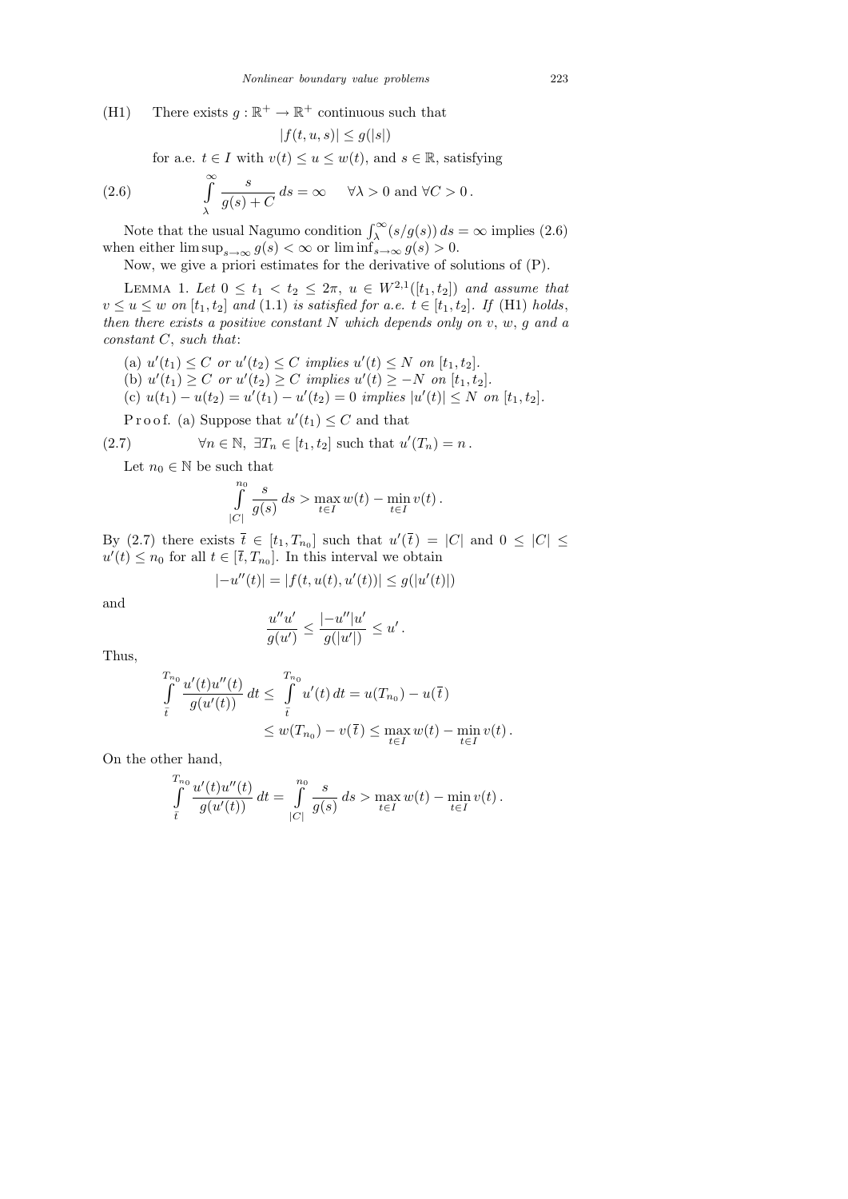(H1) There exists $g : \mathbb{R}^+ \to \mathbb{R}^+$ continuous such that

$$|f(t,u,s)| \le g(|s|)$$

for a.e. $t \in I$ with $v(t) \le u \le w(t)$, and $s \in \mathbb{R}$, satisfying

$$\int_{\lambda}^{\infty} \frac{s}{g(s) + C}\, ds = \infty \quad \forall \lambda > 0 \text{ and } \forall C > 0\,. \tag{2.6}$$

Note that the usual Nagumo condition $\int_{\lambda}^{\infty} (s/g(s))\, ds = \infty$ implies (2.6) when either $\limsup_{s\to\infty} g(s) < \infty$ or $\liminf_{s\to\infty} g(s) > 0$.

Now, we give a priori estimates for the derivative of solutions of (P).

LEMMA 1. *Let $0 \le t_1 < t_2 \le 2\pi$, $u \in W^{2,1}([t_1,t_2])$ and assume that $v \le u \le w$ on $[t_1,t_2]$ and (1.1) is satisfied for a.e. $t \in [t_1,t_2]$. If* (H1) *holds, then there exists a positive constant $N$ which depends only on $v$, $w$, $g$ and a constant $C$, such that*:

(a) *$u'(t_1) \le C$ or $u'(t_2) \le C$ implies $u'(t) \le N$ on $[t_1,t_2]$.*
(b) *$u'(t_1) \ge C$ or $u'(t_2) \ge C$ implies $u'(t) \ge -N$ on $[t_1,t_2]$.*
(c) *$u(t_1) - u(t_2) = u'(t_1) - u'(t_2) = 0$ implies $|u'(t)| \le N$ on $[t_1,t_2]$.*

Proof. (a) Suppose that $u'(t_1) \le C$ and that

$$\forall n \in \mathbb{N},\ \exists T_n \in [t_1,t_2] \text{ such that } u'(T_n) = n\,. \tag{2.7}$$

Let $n_0 \in \mathbb{N}$ be such that

$$\int_{|C|}^{n_0} \frac{s}{g(s)}\, ds > \max_{t\in I} w(t) - \min_{t\in I} v(t)\,.$$

By (2.7) there exists $\bar{t} \in [t_1, T_{n_0}]$ such that $u'(\bar{t}) = |C|$ and $0 \le |C| \le u'(t) \le n_0$ for all $t \in [\bar{t}, T_{n_0}]$. In this interval we obtain

$$|-u''(t)| = |f(t,u(t),u'(t))| \le g(|u'(t)|)$$

and

$$\frac{u''u'}{g(u')} \le \frac{|-u''|u'}{g(|u'|)} \le u'\,.$$

Thus,

$$\begin{aligned}
\int_{\bar{t}}^{T_{n_0}} \frac{u'(t)u''(t)}{g(u'(t))}\, dt &\le \int_{\bar{t}}^{T_{n_0}} u'(t)\, dt = u(T_{n_0}) - u(\bar{t}) \\
&\le w(T_{n_0}) - v(\bar{t}) \le \max_{t\in I} w(t) - \min_{t\in I} v(t)\,.
\end{aligned}$$

On the other hand,

$$\int_{\bar{t}}^{T_{n_0}} \frac{u'(t)u''(t)}{g(u'(t))}\, dt = \int_{|C|}^{n_0} \frac{s}{g(s)}\, ds > \max_{t\in I} w(t) - \min_{t\in I} v(t)\,.$$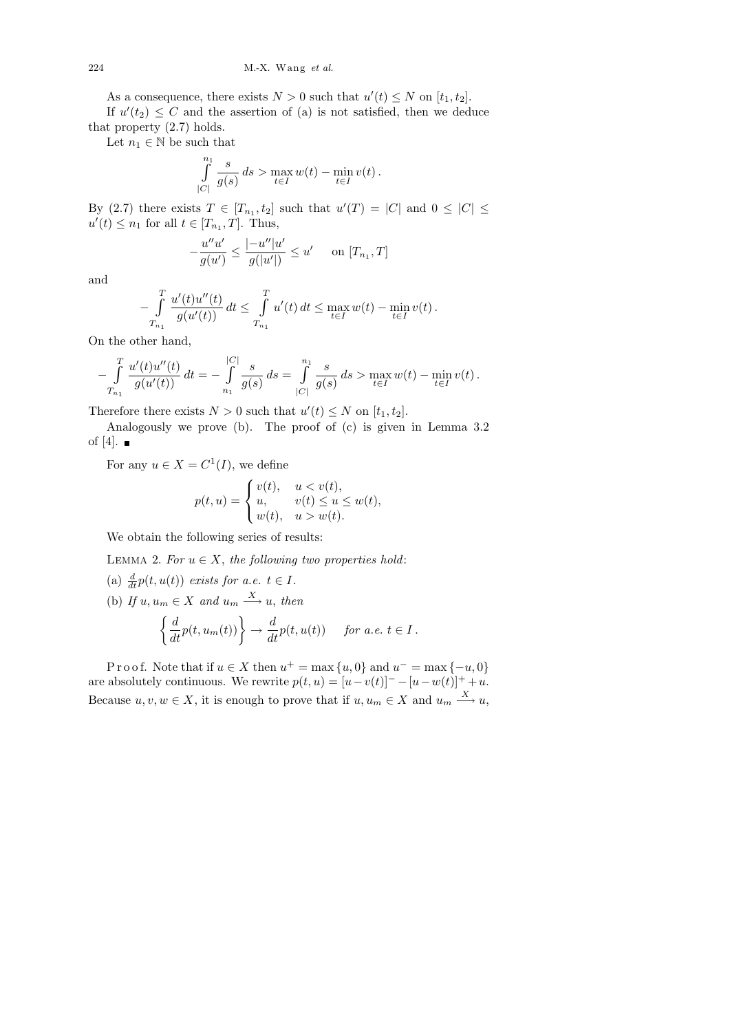As a consequence, there exists $N > 0$ such that $u'(t) \le N$ on $[t_1, t_2]$.

If $u'(t_2) \le C$ and the assertion of (a) is not satisfied, then we deduce that property (2.7) holds.

Let $n_1 \in \mathbb{N}$ be such that

$$\int_{|C|}^{n_1} \frac{s}{g(s)}\, ds > \max_{t\in I} w(t) - \min_{t \in I} v(t)\,.$$

By (2.7) there exists $T \in [T_{n_1}, t_2]$ such that $u'(T) = |C|$ and $0 \le |C| \le u'(t) \le n_1$ for all $t \in [T_{n_1}, T]$. Thus,

$$-\frac{u''u'}{g(u')} \le \frac{|-u''|u'}{g(|u'|)} \le u' \quad \text{ on } [T_{n_1}, T]$$

and

$$-\int_{T_{n_1}}^{T} \frac{u'(t)u''(t)}{g(u'(t))}\, dt \le \int_{T_{n_1}}^{T} u'(t)\, dt \le \max_{t\in I} w(t) - \min_{t\in I} v(t)\,.$$

On the other hand,

$$-\int_{T_{n_1}}^{T} \frac{u'(t)u''(t)}{g(u'(t))}\, dt = -\int_{n_1}^{|C|} \frac{s}{g(s)}\, ds = \int_{|C|}^{n_1} \frac{s}{g(s)}\, ds > \max_{t\in I} w(t) - \min_{t\in I} v(t)\,.$$

Therefore there exists $N > 0$ such that $u'(t) \le N$ on $[t_1, t_2]$.

Analogously we prove (b). The proof of (c) is given in Lemma 3.2 of [4]. ■

For any $u \in X = C^1(I)$, we define

$$p(t,u) = \begin{cases} v(t), & u < v(t), \\ u, & v(t) \le u \le w(t), \\ w(t), & u > w(t). \end{cases}$$

We obtain the following series of results:

Lemma 2. *For $u \in X$, the following two properties hold*:

(a) $\frac{d}{dt} p(t, u(t))$ *exists for a.e.* $t \in I$.

(b) *If $u, u_m \in X$ and $u_m \xrightarrow{X} u$, then*

$$\left\{\frac{d}{dt} p(t, u_m(t))\right\} \to \frac{d}{dt} p(t, u(t)) \quad \textit{ for a.e. } t \in I\,.$$

Proof. Note that if $u \in X$ then $u^+ = \max\{u, 0\}$ and $u^- = \max\{-u, 0\}$ are absolutely continuous. We rewrite $p(t,u) = [u - v(t)]^- - [u - w(t)]^+ + u$. Because $u, v, w \in X$, it is enough to prove that if $u, u_m \in X$ and $u_m \xrightarrow{X} u$,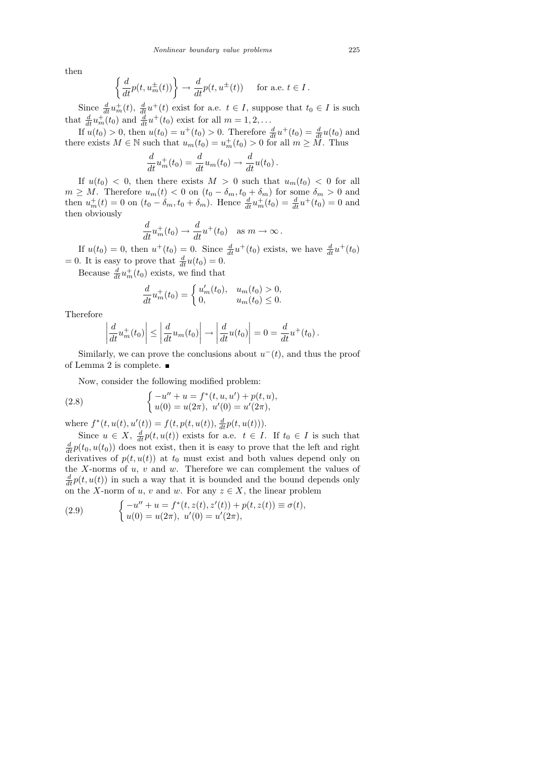then

$$\left\{ \frac{d}{dt} p(t, u_m^{\pm}(t)) \right\} \to \frac{d}{dt} p(t, u^{\pm}(t)) \quad \text{for a.e. } t \in I\,.$$

Since $\frac{d}{dt} u_m^+(t)$, $\frac{d}{dt} u^+(t)$ exist for a.e. $t \in I$, suppose that $t_0 \in I$ is such that $\frac{d}{dt} u_m^+(t_0)$ and $\frac{d}{dt} u^+(t_0)$ exist for all $m = 1, 2, \ldots$

If $u(t_0) > 0$, then $u(t_0) = u^+(t_0) > 0$. Therefore $\frac{d}{dt} u^+(t_0) = \frac{d}{dt} u(t_0)$ and there exists $M \in \mathbb{N}$ such that $u_m(t_0) = u_m^+(t_0) > 0$ for all $m \geq M$. Thus

$$\frac{d}{dt} u_m^+(t_0) = \frac{d}{dt} u_m(t_0) \to \frac{d}{dt} u(t_0)\,.$$

If $u(t_0) < 0$, then there exists $M > 0$ such that $u_m(t_0) < 0$ for all $m \geq M$. Therefore $u_m(t) < 0$ on $(t_0 - \delta_m, t_0 + \delta_m)$ for some $\delta_m > 0$ and then $u_m^+(t) = 0$ on $(t_0 - \delta_m, t_0 + \delta_m)$. Hence $\frac{d}{dt} u_m^+(t_0) = \frac{d}{dt} u^+(t_0) = 0$ and then obviously

$$\frac{d}{dt} u_m^+(t_0) \to \frac{d}{dt} u^+(t_0) \quad \text{as } m \to \infty\,.$$

If $u(t_0) = 0$, then $u^+(t_0) = 0$. Since $\frac{d}{dt} u^+(t_0)$ exists, we have $\frac{d}{dt} u^+(t_0) = 0$. It is easy to prove that $\frac{d}{dt} u(t_0) = 0$.

Because $\frac{d}{dt} u_m^+(t_0)$ exists, we find that

$$\frac{d}{dt} u_m^+(t_0) = \begin{cases} u_m'(t_0), & u_m(t_0) > 0, \\ 0, & u_m(t_0) \leq 0. \end{cases}$$

Therefore

$$\left| \frac{d}{dt} u_m^+(t_0) \right| \leq \left| \frac{d}{dt} u_m(t_0) \right| \to \left| \frac{d}{dt} u(t_0) \right| = 0 = \frac{d}{dt} u^+(t_0)\,.$$

Similarly, we can prove the conclusions about $u^-(t)$, and thus the proof of Lemma 2 is complete. ∎

Now, consider the following modified problem:

$$\begin{cases} -u'' + u = f^*(t, u, u') + p(t, u), \\ u(0) = u(2\pi),\ u'(0) = u'(2\pi), \end{cases} \tag{2.8}$$

where $f^*(t, u(t), u'(t)) = f(t, p(t, u(t)), \frac{d}{dt} p(t, u(t)))$.

Since $u \in X$, $\frac{d}{dt} p(t, u(t))$ exists for a.e. $t \in I$. If $t_0 \in I$ is such that $\frac{d}{dt} p(t_0, u(t_0))$ does not exist, then it is easy to prove that the left and right derivatives of $p(t, u(t))$ at $t_0$ must exist and both values depend only on the $X$-norms of $u$, $v$ and $w$. Therefore we can complement the values of $\frac{d}{dt} p(t, u(t))$ in such a way that it is bounded and the bound depends only on the $X$-norm of $u$, $v$ and $w$. For any $z \in X$, the linear problem

$$\begin{cases} -u'' + u = f^*(t, z(t), z'(t)) + p(t, z(t)) \equiv \sigma(t), \\ u(0) = u(2\pi),\ u'(0) = u'(2\pi), \end{cases} \tag{2.9}$$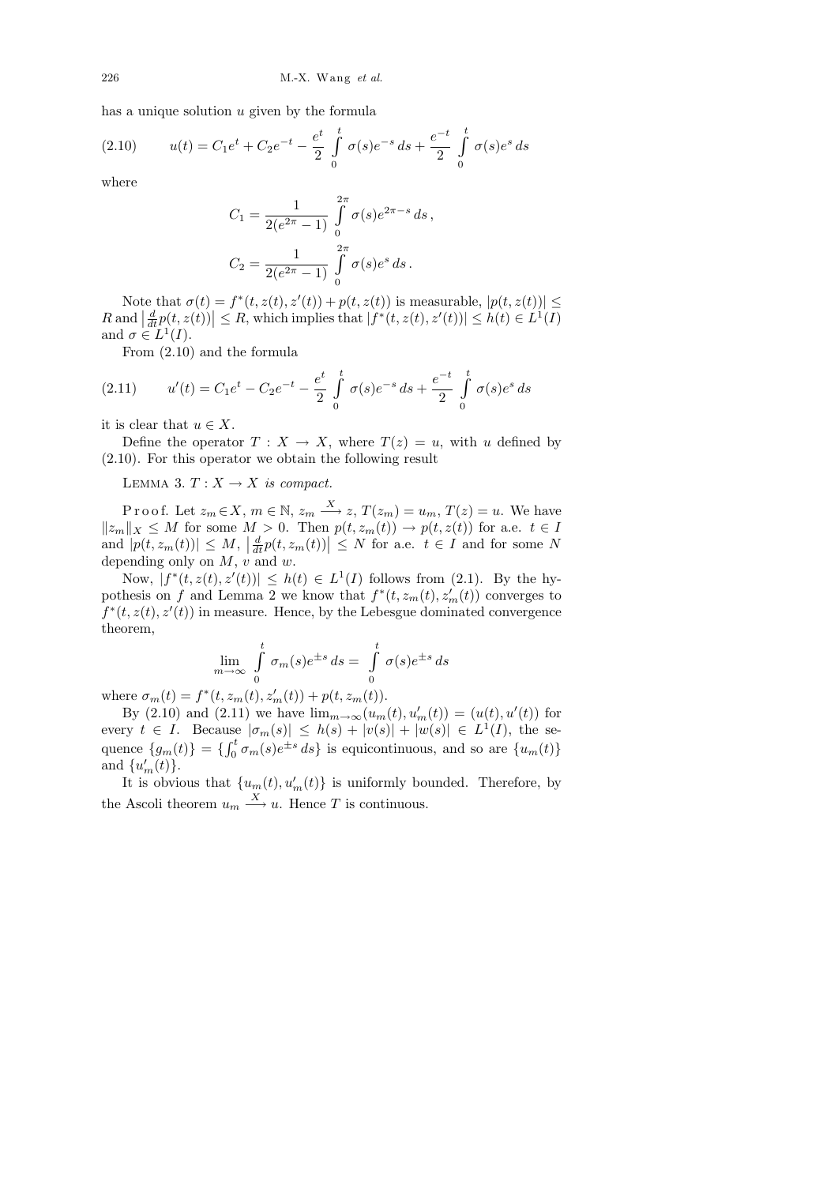has a unique solution $u$ given by the formula

$$u(t) = C_1 e^t + C_2 e^{-t} - \frac{e^t}{2} \int_0^t \sigma(s) e^{-s}\, ds + \frac{e^{-t}}{2} \int_0^t \sigma(s) e^{s}\, ds \tag{2.10}$$

where

$$C_1 = \frac{1}{2(e^{2\pi} - 1)} \int_0^{2\pi} \sigma(s) e^{2\pi - s}\, ds\,,$$

$$C_2 = \frac{1}{2(e^{2\pi} - 1)} \int_0^{2\pi} \sigma(s) e^{s}\, ds\,.$$

Note that $\sigma(t) = f^*(t, z(t), z'(t)) + p(t, z(t))$ is measurable, $|p(t, z(t))| \le R$ and $\left|\frac{d}{dt} p(t, z(t))\right| \le R$, which implies that $|f^*(t, z(t), z'(t))| \le h(t) \in L^1(I)$ and $\sigma \in L^1(I)$.

From (2.10) and the formula

$$u'(t) = C_1 e^t - C_2 e^{-t} - \frac{e^t}{2} \int_0^t \sigma(s) e^{-s}\, ds + \frac{e^{-t}}{2} \int_0^t \sigma(s) e^{s}\, ds \tag{2.11}$$

it is clear that $u \in X$.

Define the operator $T : X \to X$, where $T(z) = u$, with $u$ defined by (2.10). For this operator we obtain the following result

Lemma 3. *$T : X \to X$ is compact.*

Proof. Let $z_m \in X$, $m \in \mathbb{N}$, $z_m \xrightarrow{X} z$, $T(z_m) = u_m$, $T(z) = u$. We have $\|z_m\|_X \le M$ for some $M > 0$. Then $p(t, z_m(t)) \to p(t, z(t))$ for a.e. $t \in I$ and $|p(t, z_m(t))| \le M$, $\left|\frac{d}{dt} p(t, z_m(t))\right| \le N$ for a.e. $t \in I$ and for some $N$ depending only on $M$, $v$ and $w$.

Now, $|f^*(t, z(t), z'(t))| \le h(t) \in L^1(I)$ follows from (2.1). By the hypothesis on $f$ and Lemma 2 we know that $f^*(t, z_m(t), z_m'(t))$ converges to $f^*(t, z(t), z'(t))$ in measure. Hence, by the Lebesgue dominated convergence theorem,

$$\lim_{m\to\infty} \int_0^t \sigma_m(s) e^{\pm s}\, ds = \int_0^t \sigma(s) e^{\pm s}\, ds$$

where $\sigma_m(t) = f^*(t, z_m(t), z_m'(t)) + p(t, z_m(t))$.

By (2.10) and (2.11) we have $\lim_{m\to\infty} (u_m(t), u_m'(t)) = (u(t), u'(t))$ for every $t \in I$. Because $|\sigma_m(s)| \le h(s) + |v(s)| + |w(s)| \in L^1(I)$, the sequence $\{g_m(t)\} = \{\int_0^t \sigma_m(s) e^{\pm s}\, ds\}$ is equicontinuous, and so are $\{u_m(t)\}$ and $\{u_m'(t)\}$.

It is obvious that $\{u_m(t), u_m'(t)\}$ is uniformly bounded. Therefore, by the Ascoli theorem $u_m \xrightarrow{X} u$. Hence $T$ is continuous.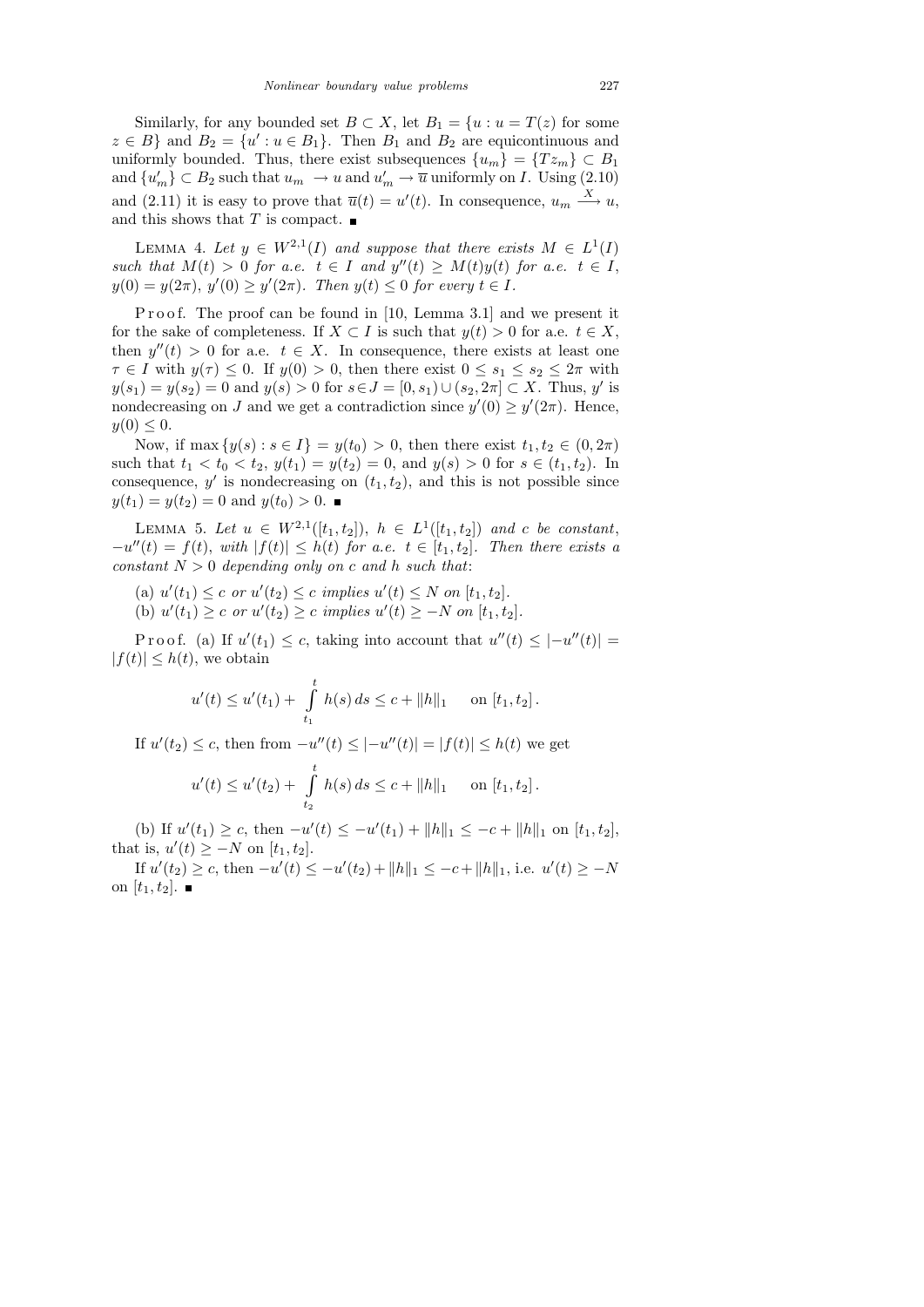Similarly, for any bounded set $B \subset X$, let $B_1 = \{u : u = T(z) \text{ for some } z \in B\}$ and $B_2 = \{u' : u \in B_1\}$. Then $B_1$ and $B_2$ are equicontinuous and uniformly bounded. Thus, there exist subsequences $\{u_m\} = \{Tz_m\} \subset B_1$ and $\{u'_m\} \subset B_2$ such that $u_m \to u$ and $u'_m \to \overline{u}$ uniformly on $I$. Using (2.10) and (2.11) it is easy to prove that $\overline{u}(t) = u'(t)$. In consequence, $u_m \xrightarrow{X} u$, and this shows that $T$ is compact. ∎

Lemma 4. *Let $y \in W^{2,1}(I)$ and suppose that there exists $M \in L^1(I)$ such that $M(t) > 0$ for a.e. $t \in I$ and $y''(t) \geq M(t)y(t)$ for a.e. $t \in I$, $y(0) = y(2\pi)$, $y'(0) \geq y'(2\pi)$. Then $y(t) \leq 0$ for every $t \in I$.*

Proof. The proof can be found in [10, Lemma 3.1] and we present it for the sake of completeness. If $X \subset I$ is such that $y(t) > 0$ for a.e. $t \in X$, then $y''(t) > 0$ for a.e. $t \in X$. In consequence, there exists at least one $\tau \in I$ with $y(\tau) \leq 0$. If $y(0) > 0$, then there exist $0 \leq s_1 \leq s_2 \leq 2\pi$ with $y(s_1) = y(s_2) = 0$ and $y(s) > 0$ for $s \in J = [0, s_1) \cup (s_2, 2\pi] \subset X$. Thus, $y'$ is nondecreasing on $J$ and we get a contradiction since $y'(0) \geq y'(2\pi)$. Hence, $y(0) \leq 0$.

Now, if $\max\{y(s) : s \in I\} = y(t_0) > 0$, then there exist $t_1, t_2 \in (0, 2\pi)$ such that $t_1 < t_0 < t_2$, $y(t_1) = y(t_2) = 0$, and $y(s) > 0$ for $s \in (t_1, t_2)$. In consequence, $y'$ is nondecreasing on $(t_1, t_2)$, and this is not possible since $y(t_1) = y(t_2) = 0$ and $y(t_0) > 0$. ∎

Lemma 5. *Let $u \in W^{2,1}([t_1, t_2])$, $h \in L^1([t_1, t_2])$ and $c$ be constant, $-u''(t) = f(t)$, with $|f(t)| \leq h(t)$ for a.e. $t \in [t_1, t_2]$. Then there exists a constant $N > 0$ depending only on $c$ and $h$ such that*:

(a) *$u'(t_1) \leq c$ or $u'(t_2) \leq c$ implies $u'(t) \leq N$ on $[t_1, t_2]$.*
(b) *$u'(t_1) \geq c$ or $u'(t_2) \geq c$ implies $u'(t) \geq -N$ on $[t_1, t_2]$.*

Proof. (a) If $u'(t_1) \leq c$, taking into account that $u''(t) \leq |-u''(t)| = |f(t)| \leq h(t)$, we obtain

$$u'(t) \leq u'(t_1) + \int_{t_1}^{t} h(s)\, ds \leq c + \|h\|_1 \quad \text{ on } [t_1, t_2]\,.$$

If $u'(t_2) \leq c$, then from $-u''(t) \leq |-u''(t)| = |f(t)| \leq h(t)$ we get

$$u'(t) \leq u'(t_2) + \int_{t_2}^{t} h(s)\, ds \leq c + \|h\|_1 \quad \text{ on } [t_1, t_2]\,.$$

(b) If $u'(t_1) \geq c$, then $-u'(t) \leq -u'(t_1) + \|h\|_1 \leq -c + \|h\|_1$ on $[t_1, t_2]$, that is, $u'(t) \geq -N$ on $[t_1, t_2]$.

If $u'(t_2) \geq c$, then $-u'(t) \leq -u'(t_2) + \|h\|_1 \leq -c + \|h\|_1$, i.e. $u'(t) \geq -N$ on $[t_1, t_2]$. ∎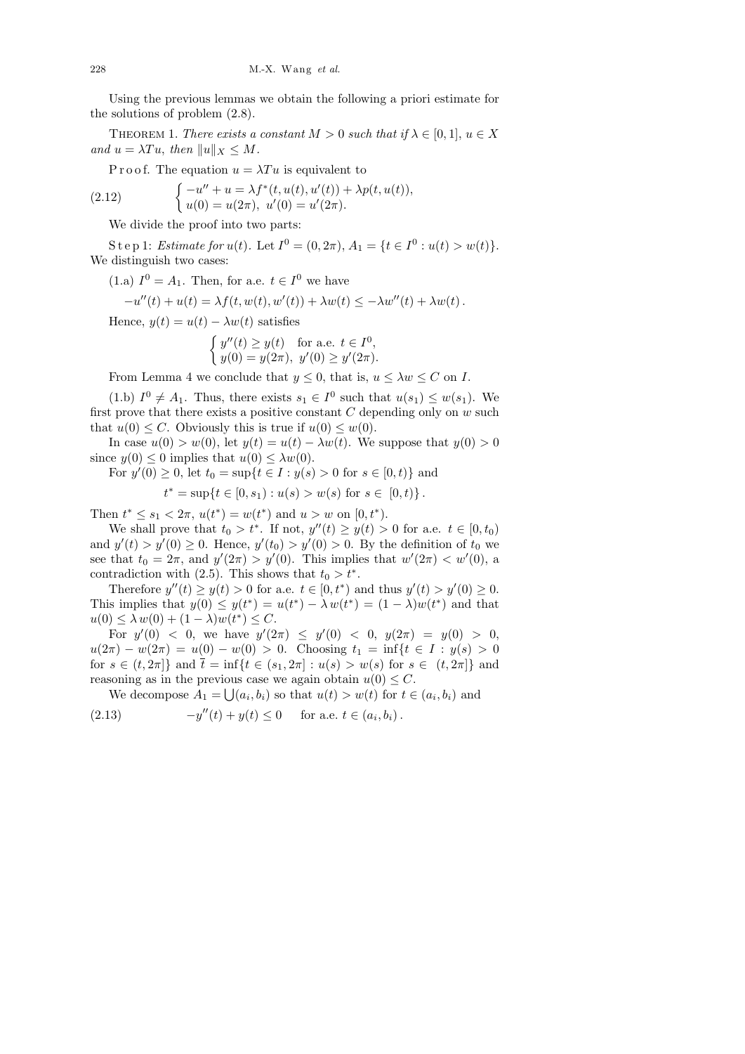Using the previous lemmas we obtain the following a priori estimate for the solutions of problem (2.8).

THEOREM 1. *There exists a constant $M > 0$ such that if $\lambda \in [0,1]$, $u \in X$ and $u = \lambda T u$, then $\|u\|_X \le M$.*

P r o o f. The equation $u = \lambda T u$ is equivalent to

$$
\begin{cases} -u'' + u = \lambda f^*(t, u(t), u'(t)) + \lambda p(t, u(t)), \\ u(0) = u(2\pi),\ u'(0) = u'(2\pi). \end{cases} \tag{2.12}
$$

We divide the proof into two parts:

S t e p 1: *Estimate for $u(t)$.* Let $I^0 = (0, 2\pi)$, $A_1 = \{t \in I^0 : u(t) > w(t)\}$. We distinguish two cases:

(1.a) $I^0 = A_1$. Then, for a.e. $t \in I^0$ we have

$$
-u''(t) + u(t) = \lambda f(t, w(t), w'(t)) + \lambda w(t) \le -\lambda w''(t) + \lambda w(t).
$$

Hence, $y(t) = u(t) - \lambda w(t)$ satisfies

$$
\begin{cases} y''(t) \ge y(t) \quad \text{for a.e. } t \in I^0, \\ y(0) = y(2\pi),\ y'(0) \ge y'(2\pi). \end{cases}
$$

From Lemma 4 we conclude that $y \le 0$, that is, $u \le \lambda w \le C$ on $I$.

(1.b) $I^0 \ne A_1$. Thus, there exists $s_1 \in I^0$ such that $u(s_1) \le w(s_1)$. We first prove that there exists a positive constant $C$ depending only on $w$ such that $u(0) \le C$. Obviously this is true if $u(0) \le w(0)$.

In case $u(0) > w(0)$, let $y(t) = u(t) - \lambda w(t)$. We suppose that $y(0) > 0$ since $y(0) \le 0$ implies that $u(0) \le \lambda w(0)$.

For $y'(0) \ge 0$, let $t_0 = \sup\{t \in I : y(s) > 0 \text{ for } s \in [0, t)\}$ and

$$
t^* = \sup\{t \in [0, s_1) : u(s) > w(s) \text{ for } s \in [0, t)\}.
$$

Then $t^* \le s_1 < 2\pi$, $u(t^*) = w(t^*)$ and $u > w$ on $[0, t^*)$.

We shall prove that $t_0 > t^*$. If not, $y''(t) \ge y(t) > 0$ for a.e. $t \in [0, t_0)$ and $y'(t) > y'(0) \ge 0$. Hence, $y'(t_0) > y'(0) > 0$. By the definition of $t_0$ we see that $t_0 = 2\pi$, and $y'(2\pi) > y'(0)$. This implies that $w'(2\pi) < w'(0)$, a contradiction with (2.5). This shows that $t_0 > t^*$.

Therefore $y''(t) \ge y(t) > 0$ for a.e. $t \in [0, t^*)$ and thus $y'(t) > y'(0) \ge 0$. This implies that $y(0) \le y(t^*) = u(t^*) - \lambda w(t^*) = (1 - \lambda) w(t^*)$ and that $u(0) \le \lambda w(0) + (1 - \lambda) w(t^*) \le C$.

For $y'(0) < 0$, we have $y'(2\pi) \le y'(0) < 0$, $y(2\pi) = y(0) > 0$, $u(2\pi) - w(2\pi) = u(0) - w(0) > 0$. Choosing $t_1 = \inf\{t \in I : y(s) > 0$ for $s \in (t, 2\pi]\}$ and $\overline{t} = \inf\{t \in (s_1, 2\pi] : u(s) > w(s) \text{ for } s \in (t, 2\pi]\}$ and reasoning as in the previous case we again obtain $u(0) \le C$.

We decompose $A_1 = \bigcup (a_i, b_i)$ so that $u(t) > w(t)$ for $t \in (a_i, b_i)$ and

$$
-y''(t) + y(t) \le 0 \quad \text{ for a.e. } t \in (a_i, b_i). \tag{2.13}
$$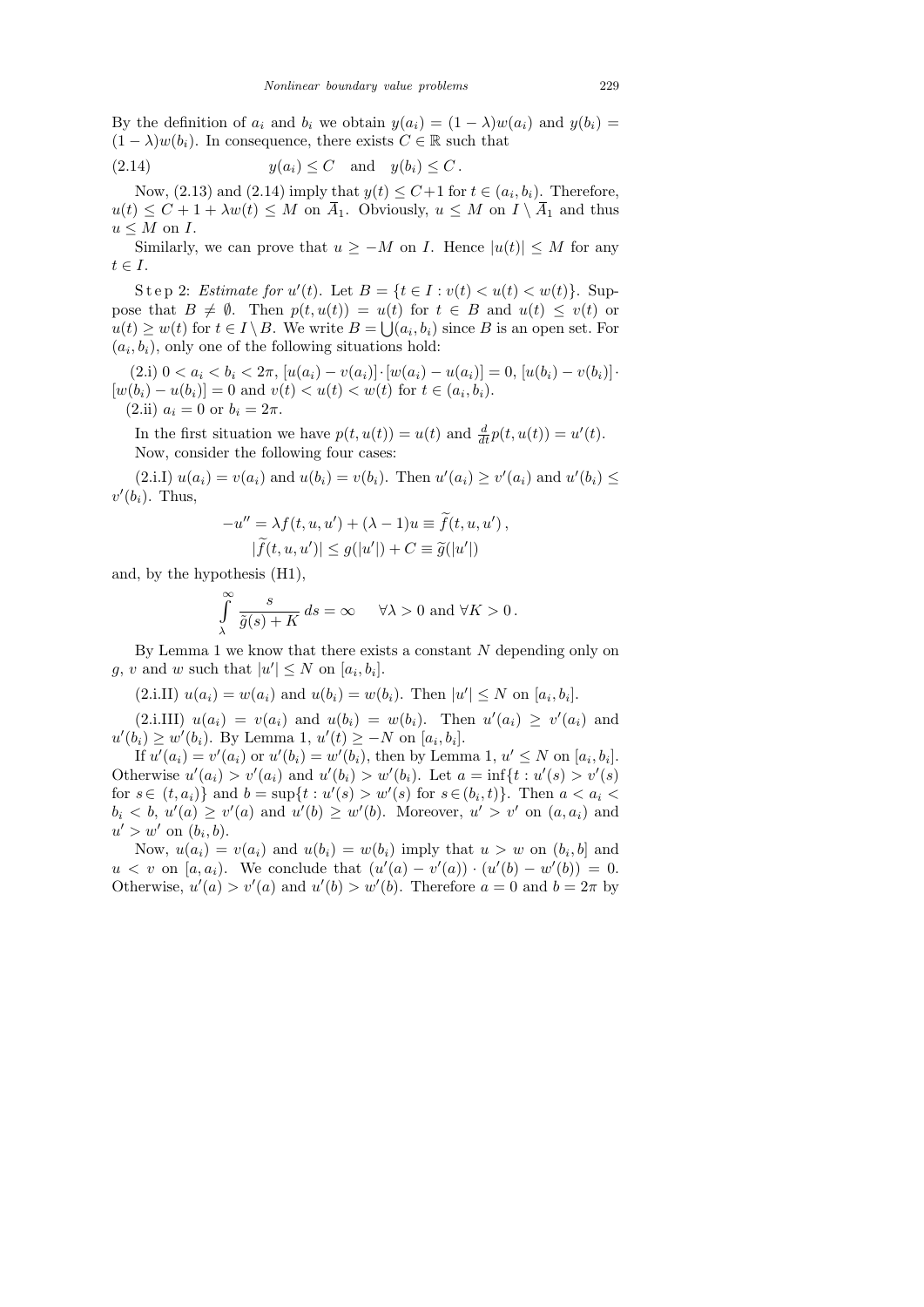By the definition of $a_i$ and $b_i$ we obtain $y(a_i) = (1-\lambda)w(a_i)$ and $y(b_i) = (1-\lambda)w(b_i)$. In consequence, there exists $C \in \mathbb{R}$ such that

$$y(a_i) \le C \quad \text{and} \quad y(b_i) \le C\,. \tag{2.14}$$

Now, (2.13) and (2.14) imply that $y(t) \le C+1$ for $t \in (a_i, b_i)$. Therefore, $u(t) \le C + 1 + \lambda w(t) \le M$ on $\overline{A}_1$. Obviously, $u \le M$ on $I \setminus \overline{A}_1$ and thus $u \le M$ on $I$.

Similarly, we can prove that $u \ge -M$ on $I$. Hence $|u(t)| \le M$ for any $t \in I$.

Step 2: *Estimate for $u'(t)$.* Let $B = \{t \in I : v(t) < u(t) < w(t)\}$. Suppose that $B \ne \emptyset$. Then $p(t, u(t)) = u(t)$ for $t \in B$ and $u(t) \le v(t)$ or $u(t) \ge w(t)$ for $t \in I \setminus B$. We write $B = \bigcup (a_i, b_i)$ since $B$ is an open set. For $(a_i, b_i)$, only one of the following situations hold:

(2.i) $0 < a_i < b_i < 2\pi$, $[u(a_i) - v(a_i)] \cdot [w(a_i) - u(a_i)] = 0$, $[u(b_i) - v(b_i)] \cdot [w(b_i) - u(b_i)] = 0$ and $v(t) < u(t) < w(t)$ for $t \in (a_i, b_i)$.

(2.ii) $a_i = 0$ or $b_i = 2\pi$.

In the first situation we have $p(t, u(t)) = u(t)$ and $\frac{d}{dt} p(t, u(t)) = u'(t)$.

Now, consider the following four cases:

(2.i.I) $u(a_i) = v(a_i)$ and $u(b_i) = v(b_i)$. Then $u'(a_i) \ge v'(a_i)$ and $u'(b_i) \le v'(b_i)$. Thus,

$$-u'' = \lambda f(t, u, u') + (\lambda - 1)u \equiv \widetilde{f}(t, u, u')\,,$$
$$|\widetilde{f}(t, u, u')| \le g(|u'|) + C \equiv \widetilde{g}(|u'|)$$

and, by the hypothesis (H1),

$$\int_{\lambda}^{\infty} \frac{s}{\widetilde{g}(s) + K}\, ds = \infty \qquad \forall \lambda > 0 \text{ and } \forall K > 0\,.$$

By Lemma 1 we know that there exists a constant $N$ depending only on $g$, $v$ and $w$ such that $|u'| \le N$ on $[a_i, b_i]$.

(2.i.II) $u(a_i) = w(a_i)$ and $u(b_i) = w(b_i)$. Then $|u'| \le N$ on $[a_i, b_i]$.

(2.i.III) $u(a_i) = v(a_i)$ and $u(b_i) = w(b_i)$. Then $u'(a_i) \ge v'(a_i)$ and $u'(b_i) \ge w'(b_i)$. By Lemma 1, $u'(t) \ge -N$ on $[a_i, b_i]$.

If $u'(a_i) = v'(a_i)$ or $u'(b_i) = w'(b_i)$, then by Lemma 1, $u' \le N$ on $[a_i, b_i]$. Otherwise $u'(a_i) > v'(a_i)$ and $u'(b_i) > w'(b_i)$. Let $a = \inf\{t : u'(s) > v'(s)$ for $s \in (t, a_i)\}$ and $b = \sup\{t : u'(s) > w'(s)$ for $s \in (b_i, t)\}$. Then $a < a_i < b_i < b$, $u'(a) \ge v'(a)$ and $u'(b) \ge w'(b)$. Moreover, $u' > v'$ on $(a, a_i)$ and $u' > w'$ on $(b_i, b)$.

Now, $u(a_i) = v(a_i)$ and $u(b_i) = w(b_i)$ imply that $u > w$ on $(b_i, b]$ and $u < v$ on $[a, a_i)$. We conclude that $(u'(a) - v'(a)) \cdot (u'(b) - w'(b)) = 0$. Otherwise, $u'(a) > v'(a)$ and $u'(b) > w'(b)$. Therefore $a = 0$ and $b = 2\pi$ by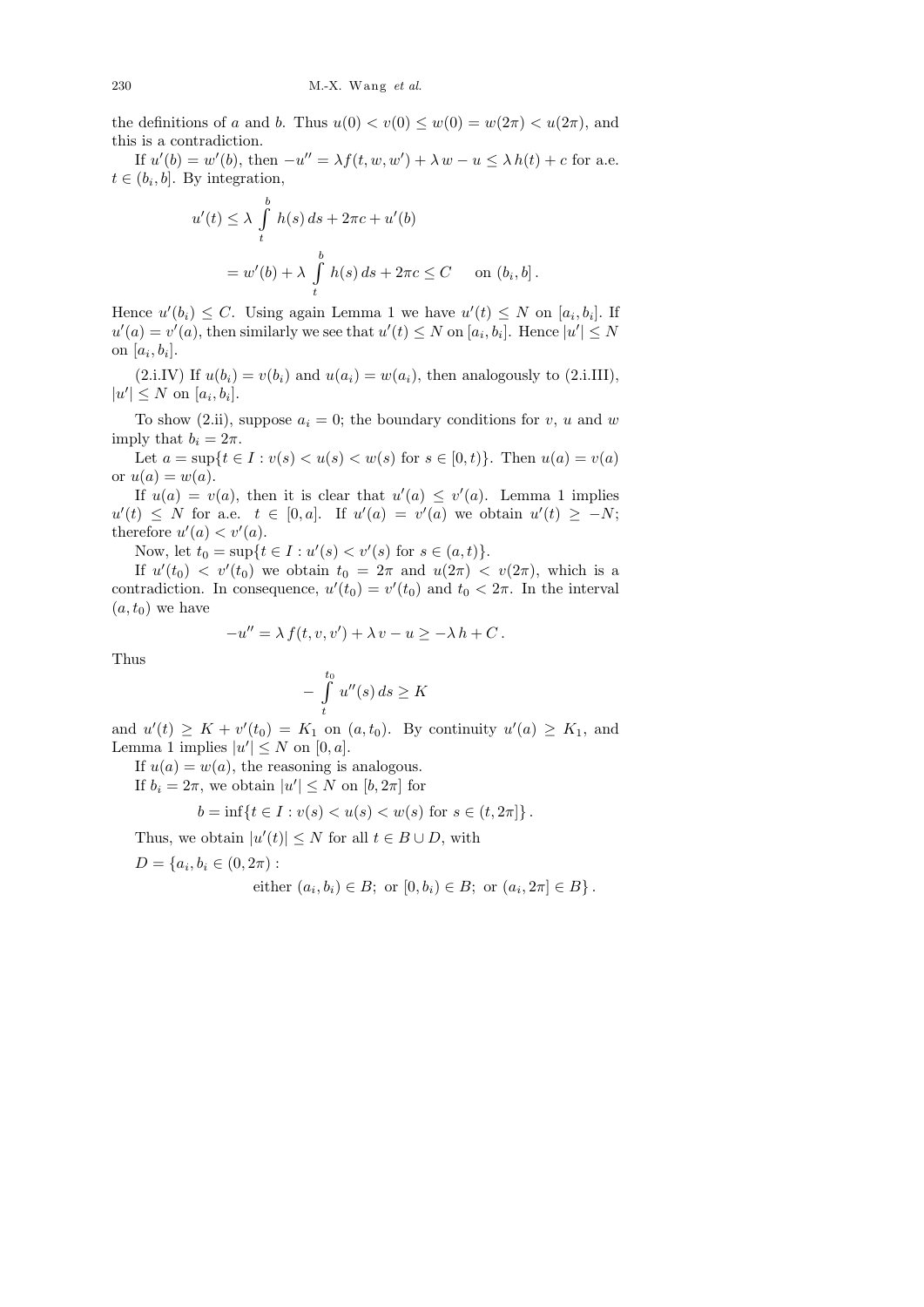the definitions of $a$ and $b$. Thus $u(0) < v(0) \le w(0) = w(2\pi) < u(2\pi)$, and this is a contradiction.

If $u'(b) = w'(b)$, then $-u'' = \lambda f(t, w, w') + \lambda w - u \le \lambda h(t) + c$ for a.e. $t \in (b_i, b]$. By integration,

$$
\begin{aligned}
u'(t) &\le \lambda \int_t^b h(s)\, ds + 2\pi c + u'(b) \\
&= w'(b) + \lambda \int_t^b h(s)\, ds + 2\pi c \le C \qquad \text{on } (b_i, b]\,.
\end{aligned}
$$

Hence $u'(b_i) \le C$. Using again Lemma 1 we have $u'(t) \le N$ on $[a_i, b_i]$. If $u'(a) = v'(a)$, then similarly we see that $u'(t) \le N$ on $[a_i, b_i]$. Hence $|u'| \le N$ on $[a_i, b_i]$.

(2.i.IV) If $u(b_i) = v(b_i)$ and $u(a_i) = w(a_i)$, then analogously to (2.i.III), $|u'| \le N$ on $[a_i, b_i]$.

To show (2.ii), suppose $a_i = 0$; the boundary conditions for $v$, $u$ and $w$ imply that $b_i = 2\pi$.

Let $a = \sup\{t \in I : v(s) < u(s) < w(s) \text{ for } s \in [0, t)\}$. Then $u(a) = v(a)$ or $u(a) = w(a)$.

If $u(a) = v(a)$, then it is clear that $u'(a) \le v'(a)$. Lemma 1 implies $u'(t) \le N$ for a.e. $t \in [0, a]$. If $u'(a) = v'(a)$ we obtain $u'(t) \ge -N$; therefore $u'(a) < v'(a)$.

Now, let $t_0 = \sup\{t \in I : u'(s) < v'(s) \text{ for } s \in (a, t)\}$.

If $u'(t_0) < v'(t_0)$ we obtain $t_0 = 2\pi$ and $u(2\pi) < v(2\pi)$, which is a contradiction. In consequence, $u'(t_0) = v'(t_0)$ and $t_0 < 2\pi$. In the interval $(a, t_0)$ we have

$$
-u'' = \lambda\, f(t, v, v') + \lambda\, v - u \ge -\lambda\, h + C\,.
$$

Thus

$$
-\int_t^{t_0} u''(s)\, ds \ge K
$$

and $u'(t) \ge K + v'(t_0) = K_1$ on $(a, t_0)$. By continuity $u'(a) \ge K_1$, and Lemma 1 implies $|u'| \le N$ on $[0, a]$.

If $u(a) = w(a)$, the reasoning is analogous.

If $b_i = 2\pi$, we obtain $|u'| \le N$ on $[b, 2\pi]$ for

$$
b = \inf\{t \in I : v(s) < u(s) < w(s) \text{ for } s \in (t, 2\pi]\}\,.
$$

Thus, we obtain $|u'(t)| \le N$ for all $t \in B \cup D$, with

$$
D = \{a_i, b_i \in (0, 2\pi) : \text{ either } (a_i, b_i) \in B;\ \text{or } [0, b_i) \in B;\ \text{or } (a_i, 2\pi] \in B\}\,.
$$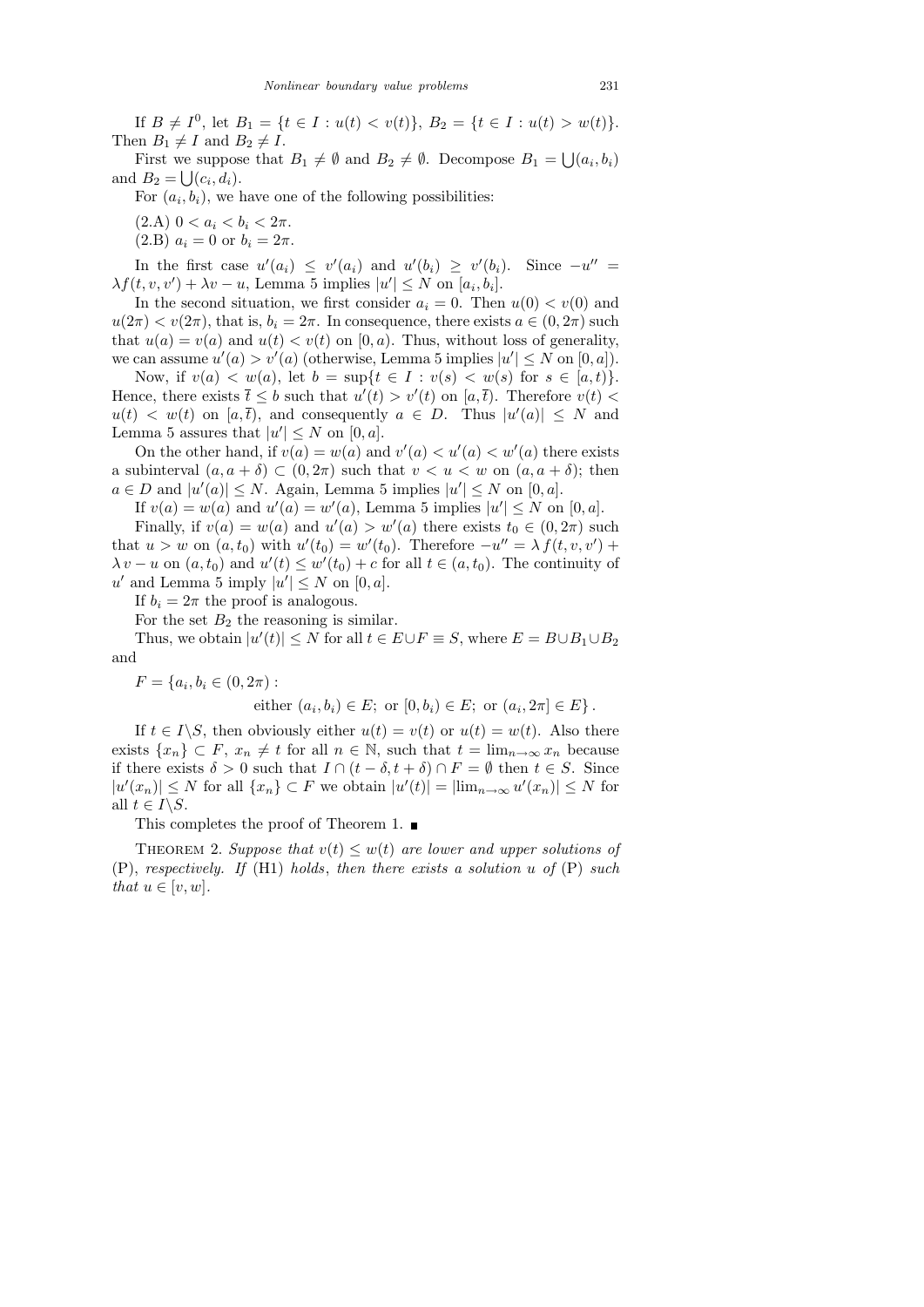If $B \neq I^0$, let $B_1 = \{t \in I : u(t) < v(t)\}$, $B_2 = \{t \in I : u(t) > w(t)\}$. Then $B_1 \neq I$ and $B_2 \neq I$.

First we suppose that $B_1 \neq \emptyset$ and $B_2 \neq \emptyset$. Decompose $B_1 = \bigcup(a_i, b_i)$ and $B_2 = \bigcup(c_i, d_i)$.

For $(a_i, b_i)$, we have one of the following possibilities:

(2.A) $0 < a_i < b_i < 2\pi$.

(2.B) $a_i = 0$ or $b_i = 2\pi$.

In the first case $u'(a_i) \le v'(a_i)$ and $u'(b_i) \ge v'(b_i)$. Since $-u'' = \lambda f(t, v, v') + \lambda v - u$, Lemma 5 implies $|u'| \le N$ on $[a_i, b_i]$.

In the second situation, we first consider $a_i = 0$. Then $u(0) < v(0)$ and $u(2\pi) < v(2\pi)$, that is, $b_i = 2\pi$. In consequence, there exists $a \in (0, 2\pi)$ such that $u(a) = v(a)$ and $u(t) < v(t)$ on $[0, a)$. Thus, without loss of generality, we can assume $u'(a) > v'(a)$ (otherwise, Lemma 5 implies $|u'| \le N$ on $[0, a]$).

Now, if $v(a) < w(a)$, let $b = \sup\{t \in I : v(s) < w(s) \text{ for } s \in [a, t)\}$. Hence, there exists $\overline{t} \le b$ such that $u'(t) > v'(t)$ on $[a, \overline{t})$. Therefore $v(t) < u(t) < w(t)$ on $[a, \overline{t})$, and consequently $a \in D$. Thus $|u'(a)| \le N$ and Lemma 5 assures that $|u'| \le N$ on $[0, a]$.

On the other hand, if $v(a) = w(a)$ and $v'(a) < u'(a) < w'(a)$ there exists a subinterval $(a, a + \delta) \subset (0, 2\pi)$ such that $v < u < w$ on $(a, a + \delta)$; then $a \in D$ and $|u'(a)| \le N$. Again, Lemma 5 implies $|u'| \le N$ on $[0, a]$.

If $v(a) = w(a)$ and $u'(a) = w'(a)$, Lemma 5 implies $|u'| \le N$ on $[0, a]$.

Finally, if $v(a) = w(a)$ and $u'(a) > w'(a)$ there exists $t_0 \in (0, 2\pi)$ such that $u > w$ on $(a, t_0)$ with $u'(t_0) = w'(t_0)$. Therefore $-u'' = \lambda f(t, v, v') + \lambda v - u$ on $(a, t_0)$ and $u'(t) \le w'(t_0) + c$ for all $t \in (a, t_0)$. The continuity of $u'$ and Lemma 5 imply $|u'| \le N$ on $[0, a]$.

If $b_i = 2\pi$ the proof is analogous.

For the set $B_2$ the reasoning is similar.

Thus, we obtain $|u'(t)| \le N$ for all $t \in E \cup F \equiv S$, where $E = B \cup B_1 \cup B_2$ and

$$F = \{a_i, b_i \in (0, 2\pi) : \text{ either } (a_i, b_i) \in E; \text{ or } [0, b_i) \in E; \text{ or } (a_i, 2\pi] \in E\}.$$

If $t \in I \backslash S$, then obviously either $u(t) = v(t)$ or $u(t) = w(t)$. Also there exists $\{x_n\} \subset F$, $x_n \neq t$ for all $n \in \mathbb{N}$, such that $t = \lim_{n \to \infty} x_n$ because if there exists $\delta > 0$ such that $I \cap (t - \delta, t + \delta) \cap F = \emptyset$ then $t \in S$. Since $|u'(x_n)| \le N$ for all $\{x_n\} \subset F$ we obtain $|u'(t)| = |\lim_{n \to \infty} u'(x_n)| \le N$ for all $t \in I \backslash S$.

This completes the proof of Theorem 1. ∎

THEOREM 2. *Suppose that $v(t) \le w(t)$ are lower and upper solutions of* (P), *respectively. If* (H1) *holds*, *then there exists a solution $u$ of* (P) *such that $u \in [v, w]$.*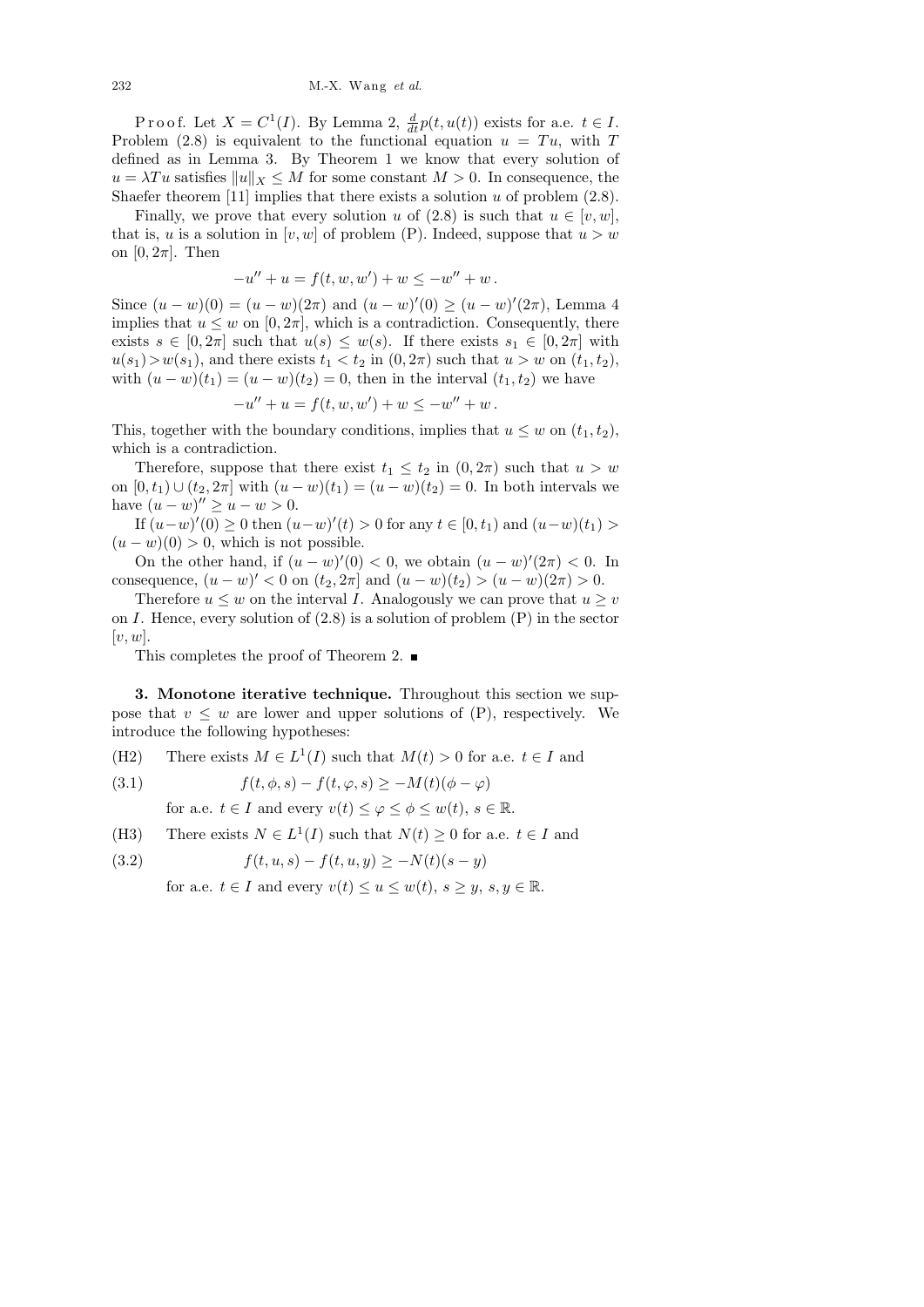P r o o f. Let $X = C^1(I)$. By Lemma 2, $\frac{d}{dt}p(t, u(t))$ exists for a.e. $t \in I$. Problem (2.8) is equivalent to the functional equation $u = Tu$, with $T$ defined as in Lemma 3. By Theorem 1 we know that every solution of $u = \lambda Tu$ satisfies $\|u\|_X \le M$ for some constant $M > 0$. In consequence, the Shaefer theorem [11] implies that there exists a solution $u$ of problem (2.8).

Finally, we prove that every solution $u$ of (2.8) is such that $u \in [v, w]$, that is, $u$ is a solution in $[v, w]$ of problem (P). Indeed, suppose that $u > w$ on $[0, 2\pi]$. Then

$$-u'' + u = f(t, w, w') + w \le -w'' + w\,.$$

Since $(u - w)(0) = (u - w)(2\pi)$ and $(u - w)'(0) \ge (u - w)'(2\pi)$, Lemma 4 implies that $u \le w$ on $[0, 2\pi]$, which is a contradiction. Consequently, there exists $s \in [0, 2\pi]$ such that $u(s) \le w(s)$. If there exists $s_1 \in [0, 2\pi]$ with $u(s_1) > w(s_1)$, and there exists $t_1 < t_2$ in $(0, 2\pi)$ such that $u > w$ on $(t_1, t_2)$, with $(u - w)(t_1) = (u - w)(t_2) = 0$, then in the interval $(t_1, t_2)$ we have

$$-u'' + u = f(t, w, w') + w \le -w'' + w\,.$$

This, together with the boundary conditions, implies that $u \le w$ on $(t_1, t_2)$, which is a contradiction.

Therefore, suppose that there exist $t_1 \le t_2$ in $(0, 2\pi)$ such that $u > w$ on $[0, t_1) \cup (t_2, 2\pi]$ with $(u - w)(t_1) = (u - w)(t_2) = 0$. In both intervals we have $(u - w)'' \ge u - w > 0$.

If $(u-w)'(0) \ge 0$ then $(u-w)'(t) > 0$ for any $t \in [0, t_1)$ and $(u-w)(t_1) > (u - w)(0) > 0$, which is not possible.

On the other hand, if $(u - w)'(0) < 0$, we obtain $(u - w)'(2\pi) < 0$. In consequence, $(u - w)' < 0$ on $(t_2, 2\pi]$ and $(u - w)(t_2) > (u - w)(2\pi) > 0$.

Therefore $u \le w$ on the interval $I$. Analogously we can prove that $u \ge v$ on $I$. Hence, every solution of (2.8) is a solution of problem (P) in the sector $[v, w]$.

This completes the proof of Theorem 2. ■

**3. Monotone iterative technique.** Throughout this section we suppose that $v \le w$ are lower and upper solutions of (P), respectively. We introduce the following hypotheses:

(H2) There exists $M \in L^1(I)$ such that $M(t) > 0$ for a.e. $t \in I$ and

$$f(t, \phi, s) - f(t, \varphi, s) \ge -M(t)(\phi - \varphi) \tag{3.1}$$

for a.e. $t \in I$ and every $v(t) \le \varphi \le \phi \le w(t)$, $s \in \mathbb{R}$.

(H3) There exists $N \in L^1(I)$ such that $N(t) \ge 0$ for a.e. $t \in I$ and

$$f(t, u, s) - f(t, u, y) \ge -N(t)(s - y) \tag{3.2}$$

for a.e. $t \in I$ and every $v(t) \le u \le w(t)$, $s \ge y$, $s, y \in \mathbb{R}$.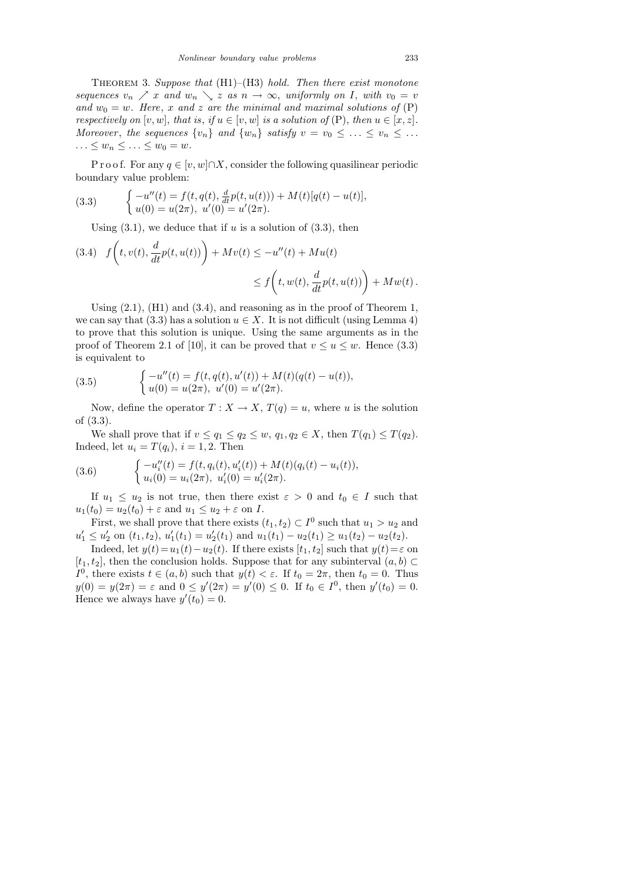**Theorem 3.** *Suppose that* (H1)–(H3) *hold. Then there exist monotone sequences $v_n \nearrow x$ and $w_n \searrow z$ as $n \to \infty$, uniformly on $I$, with $v_0 = v$ and $w_0 = w$. Here, $x$ and $z$ are the minimal and maximal solutions of* (P) *respectively on $[v, w]$, that is, if $u \in [v, w]$ is a solution of* (P), *then $u \in [x, z]$. Moreover, the sequences $\{v_n\}$ and $\{w_n\}$ satisfy $v = v_0 \le \ldots \le v_n \le \ldots \ldots \le w_n \le \ldots \le w_0 = w$.*

Proof. For any $q \in [v, w] \cap X$, consider the following quasilinear periodic boundary value problem:

$$
\text{(3.3)} \qquad \begin{cases} -u''(t) = f(t, q(t), \frac{d}{dt}p(t, u(t))) + M(t)[q(t) - u(t)], \\ u(0) = u(2\pi),\ u'(0) = u'(2\pi). \end{cases}
$$

Using (3.1), we deduce that if $u$ is a solution of (3.3), then

$$
\text{(3.4)} \quad f\bigg(t, v(t), \frac{d}{dt}p(t, u(t))\bigg) + Mv(t) \le -u''(t) + Mu(t) \le f\bigg(t, w(t), \frac{d}{dt}p(t, u(t))\bigg) + Mw(t)\,.
$$

Using (2.1), (H1) and (3.4), and reasoning as in the proof of Theorem 1, we can say that (3.3) has a solution $u \in X$. It is not difficult (using Lemma 4) to prove that this solution is unique. Using the same arguments as in the proof of Theorem 2.1 of [10], it can be proved that $v \le u \le w$. Hence (3.3) is equivalent to

$$
\text{(3.5)} \qquad \begin{cases} -u''(t) = f(t, q(t), u'(t)) + M(t)(q(t) - u(t)), \\ u(0) = u(2\pi),\ u'(0) = u'(2\pi). \end{cases}
$$

Now, define the operator $T : X \to X$, $T(q) = u$, where $u$ is the solution of (3.3).

We shall prove that if $v \le q_1 \le q_2 \le w$, $q_1, q_2 \in X$, then $T(q_1) \le T(q_2)$. Indeed, let $u_i = T(q_i)$, $i = 1, 2$. Then

$$
\text{(3.6)} \qquad \begin{cases} -u_i''(t) = f(t, q_i(t), u_i'(t)) + M(t)(q_i(t) - u_i(t)), \\ u_i(0) = u_i(2\pi),\ u_i'(0) = u_i'(2\pi). \end{cases}
$$

If $u_1 \le u_2$ is not true, then there exist $\varepsilon > 0$ and $t_0 \in I$ such that $u_1(t_0) = u_2(t_0) + \varepsilon$ and $u_1 \le u_2 + \varepsilon$ on $I$.

First, we shall prove that there exists $(t_1, t_2) \subset I^0$ such that $u_1 > u_2$ and $u_1' \le u_2'$ on $(t_1, t_2)$, $u_1'(t_1) = u_2'(t_1)$ and $u_1(t_1) - u_2(t_1) \ge u_1(t_2) - u_2(t_2)$.

Indeed, let $y(t) = u_1(t) - u_2(t)$. If there exists $[t_1, t_2]$ such that $y(t) = \varepsilon$ on $[t_1, t_2]$, then the conclusion holds. Suppose that for any subinterval $(a, b) \subset I^0$, there exists $t \in (a, b)$ such that $y(t) < \varepsilon$. If $t_0 = 2\pi$, then $t_0 = 0$. Thus $y(0) = y(2\pi) = \varepsilon$ and $0 \le y'(2\pi) = y'(0) \le 0$. If $t_0 \in I^0$, then $y'(t_0) = 0$. Hence we always have $y'(t_0) = 0$.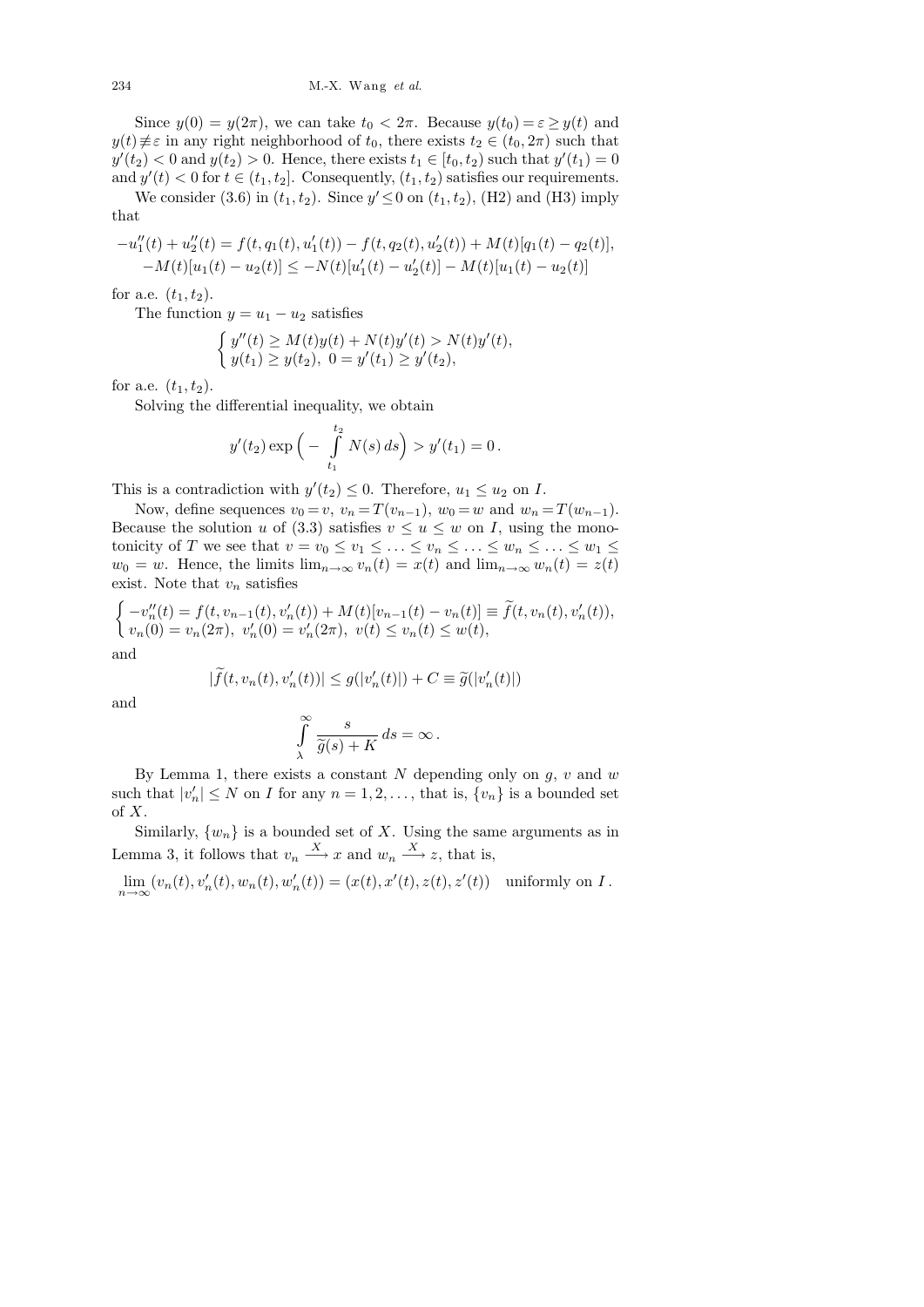Since $y(0) = y(2\pi)$, we can take $t_0 < 2\pi$. Because $y(t_0) = \varepsilon \geq y(t)$ and $y(t) \not\equiv \varepsilon$ in any right neighborhood of $t_0$, there exists $t_2 \in (t_0, 2\pi)$ such that $y'(t_2) < 0$ and $y(t_2) > 0$. Hence, there exists $t_1 \in [t_0, t_2)$ such that $y'(t_1) = 0$ and $y'(t) < 0$ for $t \in (t_1, t_2]$. Consequently, $(t_1, t_2)$ satisfies our requirements.

We consider (3.6) in $(t_1, t_2)$. Since $y' \leq 0$ on $(t_1, t_2)$, (H2) and (H3) imply that

$$
\begin{gathered}
-u_1''(t) + u_2''(t) = f(t, q_1(t), u_1'(t)) - f(t, q_2(t), u_2'(t)) + M(t)[q_1(t) - q_2(t)], \\
-M(t)[u_1(t) - u_2(t)] \leq -N(t)[u_1'(t) - u_2'(t)] - M(t)[u_1(t) - u_2(t)]
\end{gathered}
$$

for a.e. $(t_1, t_2)$.

The function $y = u_1 - u_2$ satisfies

$$
\begin{cases}
y''(t) \geq M(t)y(t) + N(t)y'(t) > N(t)y'(t), \\
y(t_1) \geq y(t_2),\ 0 = y'(t_1) \geq y'(t_2),
\end{cases}
$$

for a.e. $(t_1, t_2)$.

Solving the differential inequality, we obtain

$$
y'(t_2) \exp\Big( - \int_{t_1}^{t_2} N(s)\, ds \Big) > y'(t_1) = 0\,.
$$

This is a contradiction with $y'(t_2) \leq 0$. Therefore, $u_1 \leq u_2$ on $I$.

Now, define sequences $v_0 = v$, $v_n = T(v_{n-1})$, $w_0 = w$ and $w_n = T(w_{n-1})$. Because the solution $u$ of (3.3) satisfies $v \leq u \leq w$ on $I$, using the monotonicity of $T$ we see that $v = v_0 \leq v_1 \leq \ldots \leq v_n \leq \ldots \leq w_n \leq \ldots \leq w_1 \leq w_0 = w$. Hence, the limits $\lim_{n\to\infty} v_n(t) = x(t)$ and $\lim_{n\to\infty} w_n(t) = z(t)$ exist. Note that $v_n$ satisfies

$$
\begin{cases}
-v_n''(t) = f(t, v_{n-1}(t), v_n'(t)) + M(t)[v_{n-1}(t) - v_n(t)] \equiv \widetilde{f}(t, v_n(t), v_n'(t)), \\
v_n(0) = v_n(2\pi),\ v_n'(0) = v_n'(2\pi),\ v(t) \leq v_n(t) \leq w(t),
\end{cases}
$$

and

$$
|\widetilde{f}(t, v_n(t), v_n'(t))| \leq g(|v_n'(t)|) + C \equiv \widetilde{g}(|v_n'(t)|)
$$

and

$$
\int_{\lambda}^{\infty} \frac{s}{\widetilde{g}(s) + K}\, ds = \infty\,.
$$

By Lemma 1, there exists a constant $N$ depending only on $g$, $v$ and $w$ such that $|v_n'| \leq N$ on $I$ for any $n = 1, 2, \ldots$, that is, $\{v_n\}$ is a bounded set of $X$.

Similarly, $\{w_n\}$ is a bounded set of $X$. Using the same arguments as in Lemma 3, it follows that $v_n \xrightarrow{X} x$ and $w_n \xrightarrow{X} z$, that is,

$$
\lim_{n\to\infty} (v_n(t), v_n'(t), w_n(t), w_n'(t)) = (x(t), x'(t), z(t), z'(t)) \quad \text{uniformly on } I\,.
$$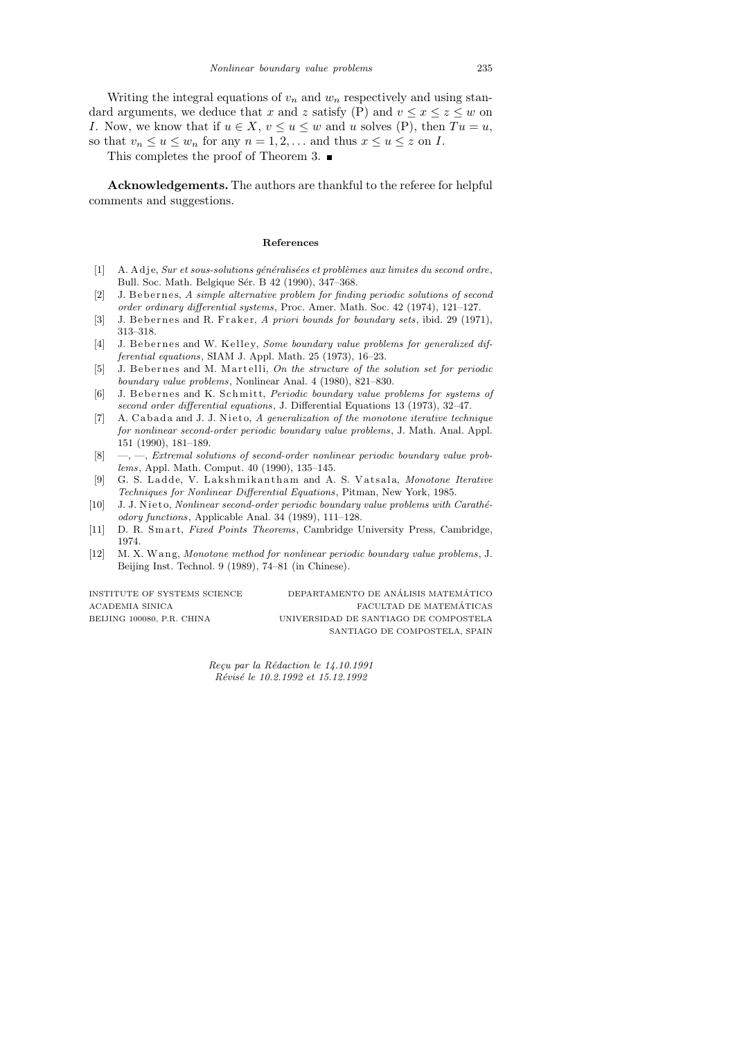Writing the integral equations of $v_n$ and $w_n$ respectively and using standard arguments, we deduce that $x$ and $z$ satisfy (P) and $v \leq x \leq z \leq w$ on $I$. Now, we know that if $u \in X$, $v \leq u \leq w$ and $u$ solves (P), then $Tu = u$, so that $v_n \leq u \leq w_n$ for any $n = 1, 2, \ldots$ and thus $x \leq u \leq z$ on $I$.

This completes the proof of Theorem 3. ∎

**Acknowledgements.** The authors are thankful to the referee for helpful comments and suggestions.

### References

[1] A. Adje, *Sur et sous-solutions généralisées et problèmes aux limites du second ordre*, Bull. Soc. Math. Belgique Sér. B 42 (1990), 347–368.

[2] J. Bebernes, *A simple alternative problem for finding periodic solutions of second order ordinary differential systems*, Proc. Amer. Math. Soc. 42 (1974), 121–127.

[3] J. Bebernes and R. Fraker, *A priori bounds for boundary sets*, ibid. 29 (1971), 313–318.

[4] J. Bebernes and W. Kelley, *Some boundary value problems for generalized differential equations*, SIAM J. Appl. Math. 25 (1973), 16–23.

[5] J. Bebernes and M. Martelli, *On the structure of the solution set for periodic boundary value problems*, Nonlinear Anal. 4 (1980), 821–830.

[6] J. Bebernes and K. Schmitt, *Periodic boundary value problems for systems of second order differential equations*, J. Differential Equations 13 (1973), 32–47.

[7] A. Cabada and J. J. Nieto, *A generalization of the monotone iterative technique for nonlinear second-order periodic boundary value problems*, J. Math. Anal. Appl. 151 (1990), 181–189.

[8] —, —, *Extremal solutions of second-order nonlinear periodic boundary value problems*, Appl. Math. Comput. 40 (1990), 135–145.

[9] G. S. Ladde, V. Lakshmikantham and A. S. Vatsala, *Monotone Iterative Techniques for Nonlinear Differential Equations*, Pitman, New York, 1985.

[10] J. J. Nieto, *Nonlinear second-order periodic boundary value problems with Carathéodory functions*, Applicable Anal. 34 (1989), 111–128.

[11] D. R. Smart, *Fixed Points Theorems*, Cambridge University Press, Cambridge, 1974.

[12] M. X. Wang, *Monotone method for nonlinear periodic boundary value problems*, J. Beijing Inst. Technol. 9 (1989), 74–81 (in Chinese).

INSTITUTE OF SYSTEMS SCIENCE
ACADEMIA SINICA
BEIJING 100080, P.R. CHINA

DEPARTAMENTO DE ANÁLISIS MATEMÁTICO
FACULTAD DE MATEMÁTICAS
UNIVERSIDAD DE SANTIAGO DE COMPOSTELA
SANTIAGO DE COMPOSTELA, SPAIN

*Reçu par la Rédaction le 14.10.1991*
*Révisé le 10.2.1992 et 15.12.1992*